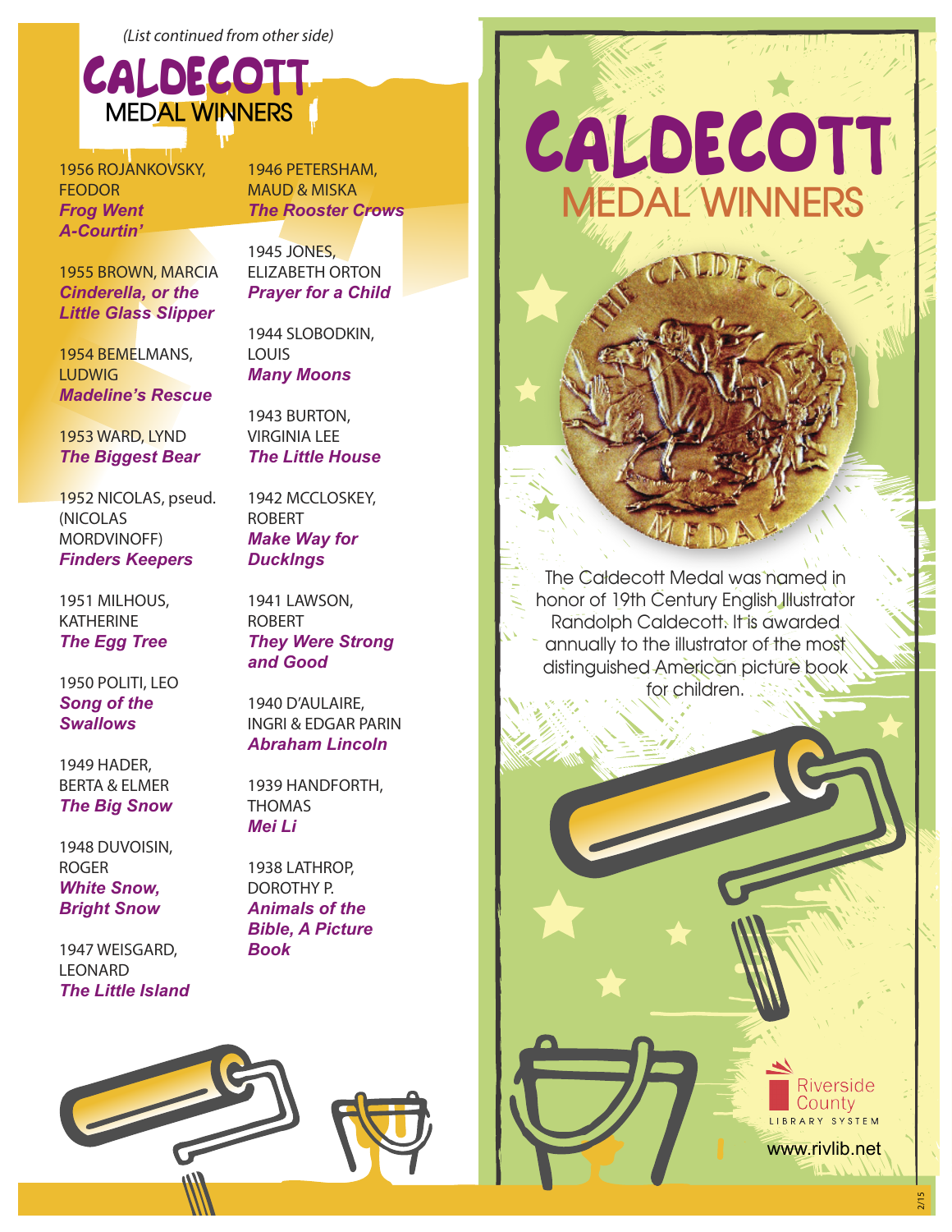*(List continued from other side)*

# CALDECOTT MEDAL WINNERS

1956 ROJANKOVSKY, FEODOR
***Frog Went A-Courtin'***

1955 BROWN, MARCIA
***Cinderella, or the Little Glass Slipper***

1954 BEMELMANS, LUDWIG
***Madeline's Rescue***

1953 WARD, LYND
***The Biggest Bear***

1952 NICOLAS, pseud. (NICOLAS MORDVINOFF)
***Finders Keepers***

1951 MILHOUS, KATHERINE
***The Egg Tree***

1950 POLITI, LEO
***Song of the Swallows***

1949 HADER, BERTA & ELMER
***The Big Snow***

1948 DUVOISIN, ROGER
***White Snow, Bright Snow***

1947 WEISGARD, LEONARD
***The Little Island***

1946 PETERSHAM, MAUD & MISKA
***The Rooster Crows***

1945 JONES, ELIZABETH ORTON
***Prayer for a Child***

1944 SLOBODKIN, LOUIS
***Many Moons***

1943 BURTON, VIRGINIA LEE
***The Little House***

1942 MCCLOSKEY, ROBERT
***Make Way for DuckIngs***

1941 LAWSON, ROBERT
***They Were Strong and Good***

1940 D'AULAIRE, INGRI & EDGAR PARIN
***Abraham Lincoln***

1939 HANDFORTH, THOMAS
***Mei Li***

1938 LATHROP, DOROTHY P.
***Animals of the Bible, A Picture Book***

# CALDECOTT MEDAL WINNERS

The Caldecott Medal was named in honor of 19th Century English Illustrator Randolph Caldecott. It is awarded annually to the illustrator of the most distinguished American picture book for children.

Riverside County LIBRARY SYSTEM

www.rivlib.net

2/15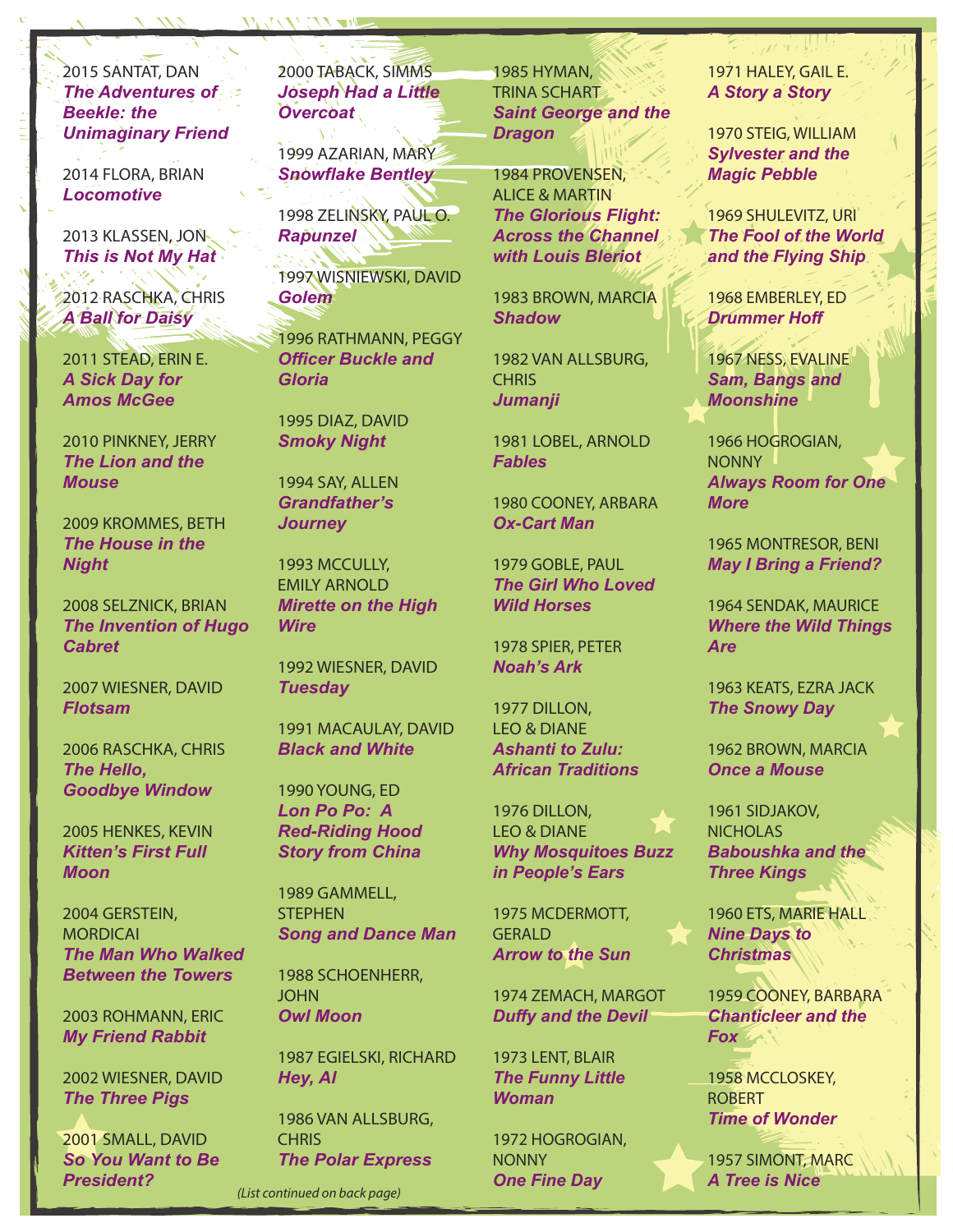2015 SANTAT, DAN
***The Adventures of Beekle: the Unimaginary Friend***

2014 FLORA, BRIAN
***Locomotive***

2013 KLASSEN, JON
***This is Not My Hat***

2012 RASCHKA, CHRIS
***A Ball for Daisy***

2011 STEAD, ERIN E.
***A Sick Day for Amos McGee***

2010 PINKNEY, JERRY
***The Lion and the Mouse***

2009 KROMMES, BETH
***The House in the Night***

2008 SELZNICK, BRIAN
***The Invention of Hugo Cabret***

2007 WIESNER, DAVID
***Flotsam***

2006 RASCHKA, CHRIS
***The Hello, Goodbye Window***

2005 HENKES, KEVIN
***Kitten's First Full Moon***

2004 GERSTEIN, MORDICAI
***The Man Who Walked Between the Towers***

2003 ROHMANN, ERIC
***My Friend Rabbit***

2002 WIESNER, DAVID
***The Three Pigs***

2001 SMALL, DAVID
***So You Want to Be President?***

2000 TABACK, SIMMS
***Joseph Had a Little Overcoat***

1999 AZARIAN, MARY
***Snowflake Bentley***

1998 ZELINSKY, PAUL O.
***Rapunzel***

1997 WISNIEWSKI, DAVID
***Golem***

1996 RATHMANN, PEGGY
***Officer Buckle and Gloria***

1995 DIAZ, DAVID
***Smoky Night***

1994 SAY, ALLEN
***Grandfather's Journey***

1993 MCCULLY, EMILY ARNOLD
***Mirette on the High Wire***

1992 WIESNER, DAVID
***Tuesday***

1991 MACAULAY, DAVID
***Black and White***

1990 YOUNG, ED
***Lon Po Po: A Red-Riding Hood Story from China***

1989 GAMMELL, STEPHEN
***Song and Dance Man***

1988 SCHOENHERR, JOHN
***Owl Moon***

1987 EGIELSKI, RICHARD
***Hey, Al***

1986 VAN ALLSBURG, CHRIS
***The Polar Express***

*(List continued on back page)*

1985 HYMAN, TRINA SCHART
***Saint George and the Dragon***

1984 PROVENSEN, ALICE & MARTIN
***The Glorious Flight: Across the Channel with Louis Bleriot***

1983 BROWN, MARCIA
***Shadow***

1982 VAN ALLSBURG, CHRIS
***Jumanji***

1981 LOBEL, ARNOLD
***Fables***

1980 COONEY, ARBARA
***Ox-Cart Man***

1979 GOBLE, PAUL
***The Girl Who Loved Wild Horses***

1978 SPIER, PETER
***Noah's Ark***

1977 DILLON, LEO & DIANE
***Ashanti to Zulu: African Traditions***

1976 DILLON, LEO & DIANE
***Why Mosquitoes Buzz in People's Ears***

1975 MCDERMOTT, GERALD
***Arrow to the Sun***

1974 ZEMACH, MARGOT
***Duffy and the Devil***

1973 LENT, BLAIR
***The Funny Little Woman***

1972 HOGROGIAN, NONNY
***One Fine Day***

1971 HALEY, GAIL E.
***A Story a Story***

1970 STEIG, WILLIAM
***Sylvester and the Magic Pebble***

1969 SHULEVITZ, URI
***The Fool of the World and the Flying Ship***

1968 EMBERLEY, ED
***Drummer Hoff***

1967 NESS, EVALINE
***Sam, Bangs and Moonshine***

1966 HOGROGIAN, NONNY
***Always Room for One More***

1965 MONTRESOR, BENI
***May I Bring a Friend?***

1964 SENDAK, MAURICE
***Where the Wild Things Are***

1963 KEATS, EZRA JACK
***The Snowy Day***

1962 BROWN, MARCIA
***Once a Mouse***

1961 SIDJAKOV, NICHOLAS
***Baboushka and the Three Kings***

1960 ETS, MARIE HALL
***Nine Days to Christmas***

1959 COONEY, BARBARA
***Chanticleer and the Fox***

1958 MCCLOSKEY, ROBERT
***Time of Wonder***

1957 SIMONT, MARC
***A Tree is Nice***